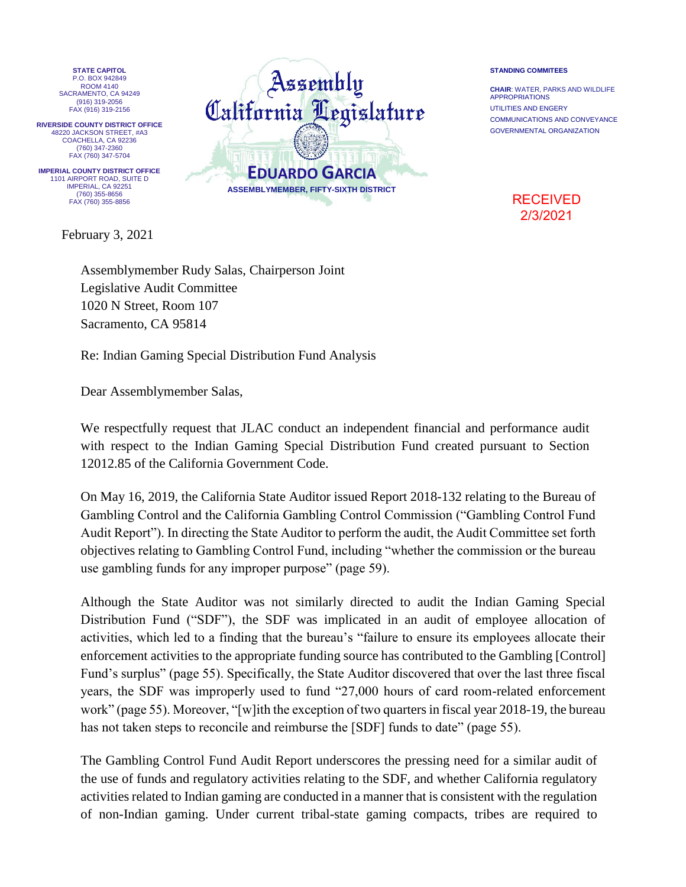STATE CAPITOL
P.O. BOX 942849
ROOM 4140
SACRAMENTO, CA 94249
(916) 319-2056
FAX (916) 319-2156

RIVERSIDE COUNTY DISTRICT OFFICE
48220 JACKSON STREET, #A3
COACHELLA, CA 92236
(760) 347-2360
FAX (760) 347-5704

IMPERIAL COUNTY DISTRICT OFFICE
1101 AIRPORT ROAD, SUITE D
IMPERIAL, CA 92251
(760) 355-8656
FAX (760) 355-8856

# Assembly California Legislature

## EDUARDO GARCIA

ASSEMBLYMEMBER, FIFTY-SIXTH DISTRICT

STANDING COMMITEES

**CHAIR**: WATER, PARKS AND WILDLIFE
APPROPRIATIONS
UTILITIES AND ENGERY
COMMUNICATIONS AND CONVEYANCE
GOVERNMENTAL ORGANIZATION

RECEIVED
2/3/2021

February 3, 2021

Assemblymember Rudy Salas, Chairperson Joint
Legislative Audit Committee
1020 N Street, Room 107
Sacramento, CA 95814

Re: Indian Gaming Special Distribution Fund Analysis

Dear Assemblymember Salas,

We respectfully request that JLAC conduct an independent financial and performance audit with respect to the Indian Gaming Special Distribution Fund created pursuant to Section 12012.85 of the California Government Code.

On May 16, 2019, the California State Auditor issued Report 2018-132 relating to the Bureau of Gambling Control and the California Gambling Control Commission ("Gambling Control Fund Audit Report"). In directing the State Auditor to perform the audit, the Audit Committee set forth objectives relating to Gambling Control Fund, including "whether the commission or the bureau use gambling funds for any improper purpose" (page 59).

Although the State Auditor was not similarly directed to audit the Indian Gaming Special Distribution Fund ("SDF"), the SDF was implicated in an audit of employee allocation of activities, which led to a finding that the bureau's "failure to ensure its employees allocate their enforcement activities to the appropriate funding source has contributed to the Gambling [Control] Fund's surplus" (page 55). Specifically, the State Auditor discovered that over the last three fiscal years, the SDF was improperly used to fund "27,000 hours of card room-related enforcement work" (page 55). Moreover, "[w]ith the exception of two quarters in fiscal year 2018-19, the bureau has not taken steps to reconcile and reimburse the [SDF] funds to date" (page 55).

The Gambling Control Fund Audit Report underscores the pressing need for a similar audit of the use of funds and regulatory activities relating to the SDF, and whether California regulatory activities related to Indian gaming are conducted in a manner that is consistent with the regulation of non-Indian gaming. Under current tribal-state gaming compacts, tribes are required to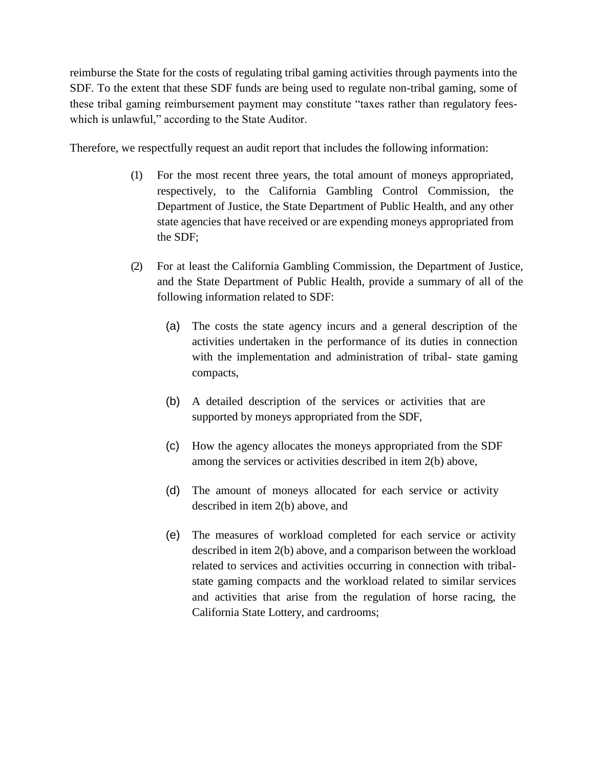reimburse the State for the costs of regulating tribal gaming activities through payments into the SDF. To the extent that these SDF funds are being used to regulate non-tribal gaming, some of these tribal gaming reimbursement payment may constitute "taxes rather than regulatory fees-which is unlawful," according to the State Auditor.

Therefore, we respectfully request an audit report that includes the following information:

(1) For the most recent three years, the total amount of moneys appropriated, respectively, to the California Gambling Control Commission, the Department of Justice, the State Department of Public Health, and any other state agencies that have received or are expending moneys appropriated from the SDF;

(2) For at least the California Gambling Commission, the Department of Justice, and the State Department of Public Health, provide a summary of all of the following information related to SDF:

(a) The costs the state agency incurs and a general description of the activities undertaken in the performance of its duties in connection with the implementation and administration of tribal- state gaming compacts,

(b) A detailed description of the services or activities that are supported by moneys appropriated from the SDF,

(c) How the agency allocates the moneys appropriated from the SDF among the services or activities described in item 2(b) above,

(d) The amount of moneys allocated for each service or activity described in item 2(b) above, and

(e) The measures of workload completed for each service or activity described in item 2(b) above, and a comparison between the workload related to services and activities occurring in connection with tribal-state gaming compacts and the workload related to similar services and activities that arise from the regulation of horse racing, the California State Lottery, and cardrooms;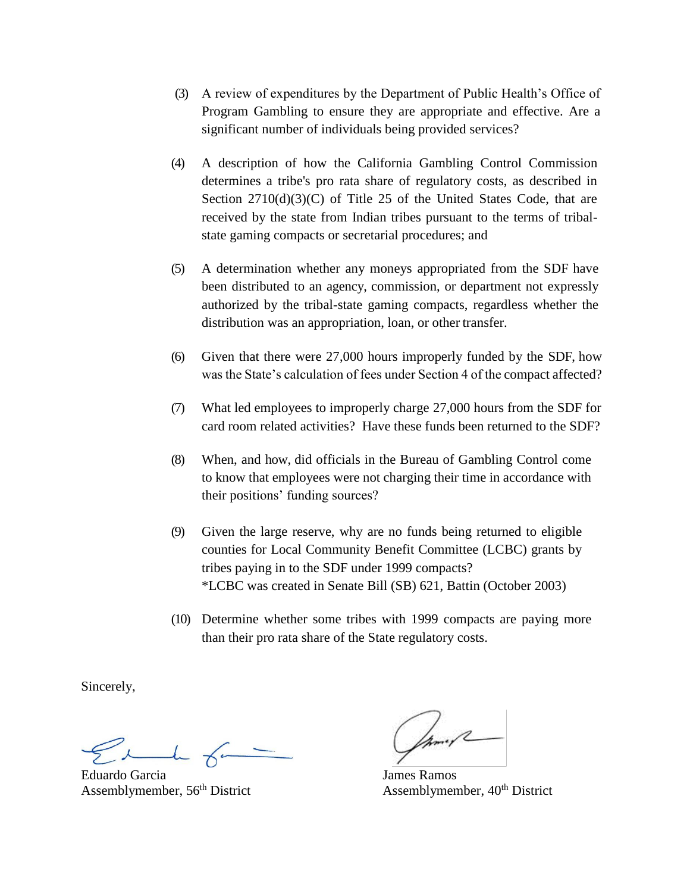(3) A review of expenditures by the Department of Public Health's Office of Program Gambling to ensure they are appropriate and effective. Are a significant number of individuals being provided services?

(4) A description of how the California Gambling Control Commission determines a tribe's pro rata share of regulatory costs, as described in Section 2710(d)(3)(C) of Title 25 of the United States Code, that are received by the state from Indian tribes pursuant to the terms of tribal-state gaming compacts or secretarial procedures; and

(5) A determination whether any moneys appropriated from the SDF have been distributed to an agency, commission, or department not expressly authorized by the tribal-state gaming compacts, regardless whether the distribution was an appropriation, loan, or other transfer.

(6) Given that there were 27,000 hours improperly funded by the SDF, how was the State's calculation of fees under Section 4 of the compact affected?

(7) What led employees to improperly charge 27,000 hours from the SDF for card room related activities? Have these funds been returned to the SDF?

(8) When, and how, did officials in the Bureau of Gambling Control come to know that employees were not charging their time in accordance with their positions' funding sources?

(9) Given the large reserve, why are no funds being returned to eligible counties for Local Community Benefit Committee (LCBC) grants by tribes paying in to the SDF under 1999 compacts?
*LCBC was created in Senate Bill (SB) 621, Battin (October 2003)

(10) Determine whether some tribes with 1999 compacts are paying more than their pro rata share of the State regulatory costs.

Sincerely,

Eduardo Garcia
Assemblymember, 56th District

James Ramos
Assemblymember, 40th District